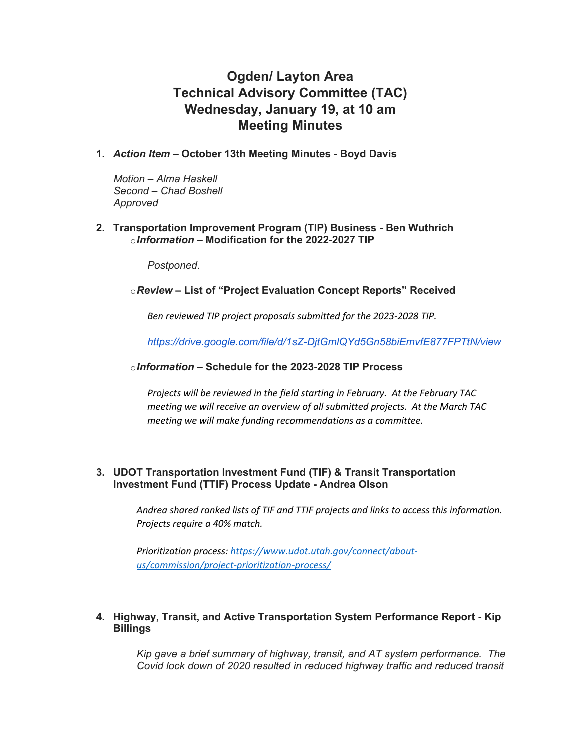# Ogden/ Layton Area
# Technical Advisory Committee (TAC)
# Wednesday, January 19, at 10 am
# Meeting Minutes

1. ***Action Item*** **– October 13th Meeting Minutes - Boyd Davis**

   *Motion – Alma Haskell*
   *Second – Chad Boshell*
   *Approved*

2. **Transportation Improvement Program (TIP) Business - Ben Wuthrich**
   - ***Information*** **– Modification for the 2022-2027 TIP**

     *Postponed.*

   - ***Review*** **– List of "Project Evaluation Concept Reports" Received**

     *Ben reviewed TIP project proposals submitted for the 2023-2028 TIP.*

     *https://drive.google.com/file/d/1sZ-DjtGmlQYd5Gn58biEmvfE877FPTtN/view*

   - ***Information*** **– Schedule for the 2023-2028 TIP Process**

     *Projects will be reviewed in the field starting in February. At the February TAC meeting we will receive an overview of all submitted projects. At the March TAC meeting we will make funding recommendations as a committee.*

3. **UDOT Transportation Investment Fund (TIF) & Transit Transportation Investment Fund (TTIF) Process Update - Andrea Olson**

   *Andrea shared ranked lists of TIF and TTIF projects and links to access this information. Projects require a 40% match.*

   *Prioritization process: https://www.udot.utah.gov/connect/about-us/commission/project-prioritization-process/*

4. **Highway, Transit, and Active Transportation System Performance Report - Kip Billings**

   *Kip gave a brief summary of highway, transit, and AT system performance. The Covid lock down of 2020 resulted in reduced highway traffic and reduced transit*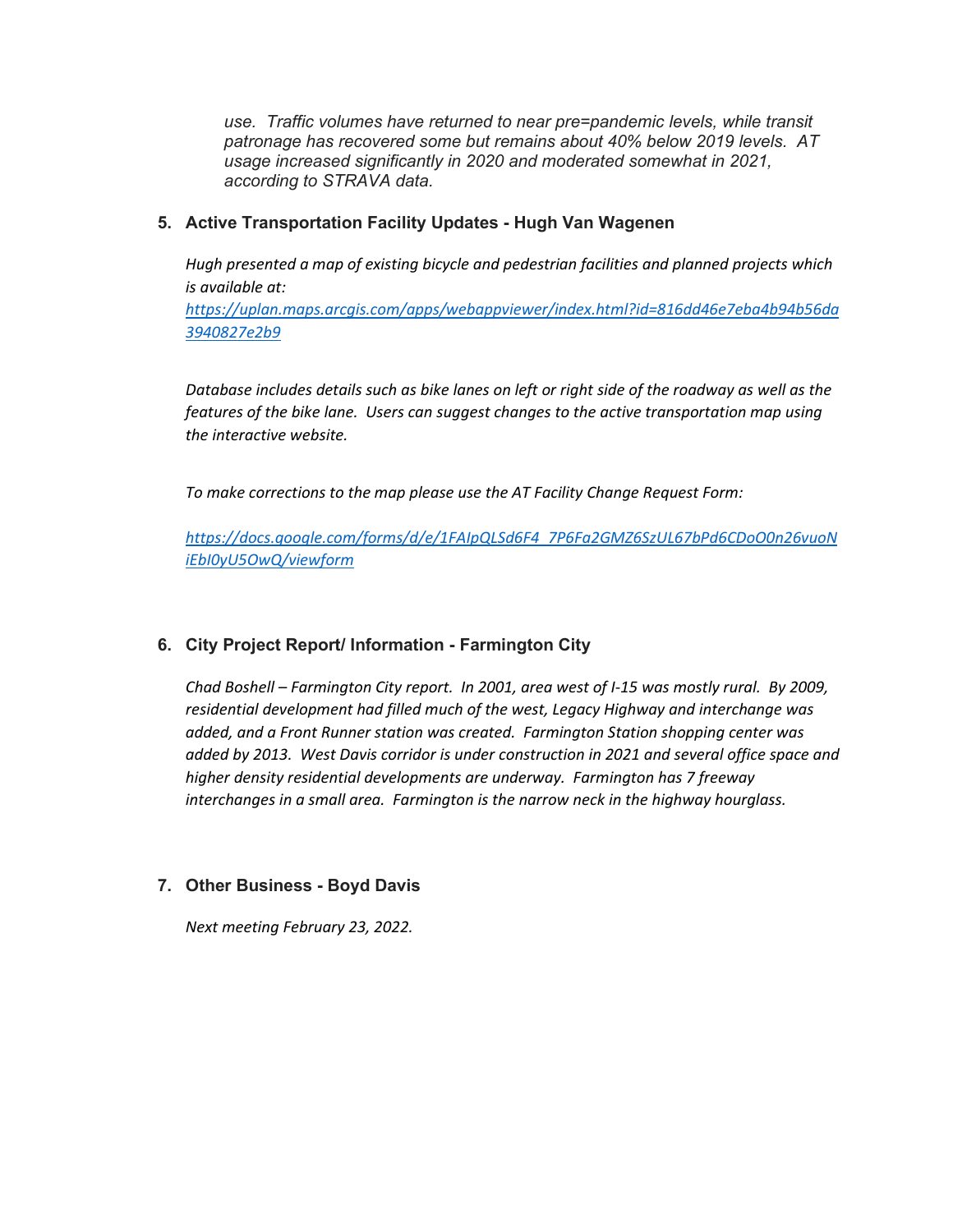*use. Traffic volumes have returned to near pre=pandemic levels, while transit patronage has recovered some but remains about 40% below 2019 levels. AT usage increased significantly in 2020 and moderated somewhat in 2021, according to STRAVA data.*

5. **Active Transportation Facility Updates - Hugh Van Wagenen**

   *Hugh presented a map of existing bicycle and pedestrian facilities and planned projects which is available at:*
   [https://uplan.maps.arcgis.com/apps/webappviewer/index.html?id=816dd46e7eba4b94b56da3940827e2b9](https://uplan.maps.arcgis.com/apps/webappviewer/index.html?id=816dd46e7eba4b94b56da3940827e2b9)

   *Database includes details such as bike lanes on left or right side of the roadway as well as the features of the bike lane. Users can suggest changes to the active transportation map using the interactive website.*

   *To make corrections to the map please use the AT Facility Change Request Form:*

   [https://docs.google.com/forms/d/e/1FAIpQLSd6F4_7P6Fa2GMZ6SzUL67bPd6CDoO0n26vuoNiEbI0yU5OwQ/viewform](https://docs.google.com/forms/d/e/1FAIpQLSd6F4_7P6Fa2GMZ6SzUL67bPd6CDoO0n26vuoNiEbI0yU5OwQ/viewform)

6. **City Project Report/ Information - Farmington City**

   *Chad Boshell – Farmington City report. In 2001, area west of I-15 was mostly rural. By 2009, residential development had filled much of the west, Legacy Highway and interchange was added, and a Front Runner station was created. Farmington Station shopping center was added by 2013. West Davis corridor is under construction in 2021 and several office space and higher density residential developments are underway. Farmington has 7 freeway interchanges in a small area. Farmington is the narrow neck in the highway hourglass.*

7. **Other Business - Boyd Davis**

   *Next meeting February 23, 2022.*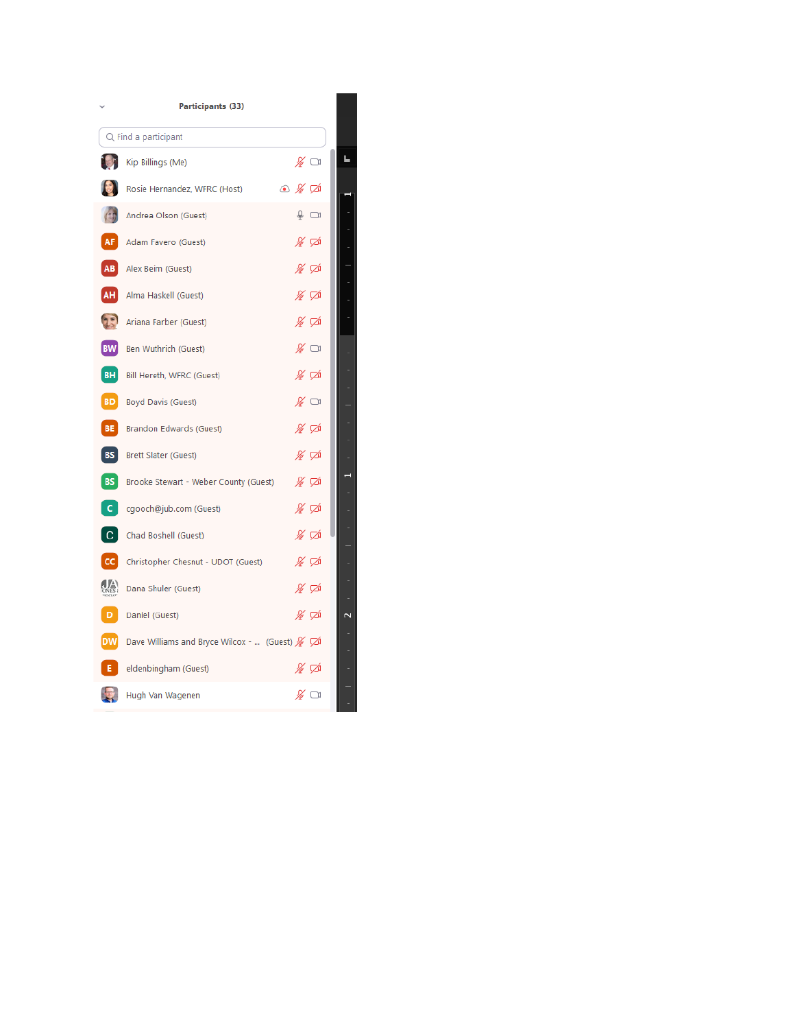**Participants (33)**

Find a participant

- Kip Billings (Me)
- Rosie Hernandez, WFRC (Host)
- Andrea Olson (Guest)
- Adam Favero (Guest)
- Alex Beim (Guest)
- Alma Haskell (Guest)
- Ariana Farber (Guest)
- Ben Wuthrich (Guest)
- Bill Hereth, WFRC (Guest)
- Boyd Davis (Guest)
- Brandon Edwards (Guest)
- Brett Slater (Guest)
- Brooke Stewart - Weber County (Guest)
- cgooch@jub.com (Guest)
- Chad Boshell (Guest)
- Christopher Chesnut - UDOT (Guest)
- Dana Shuler (Guest)
- Daniel (Guest)
- Dave Williams and Bryce Wilcox - ... (Guest)
- eldenbingham (Guest)
- Hugh Van Wagenen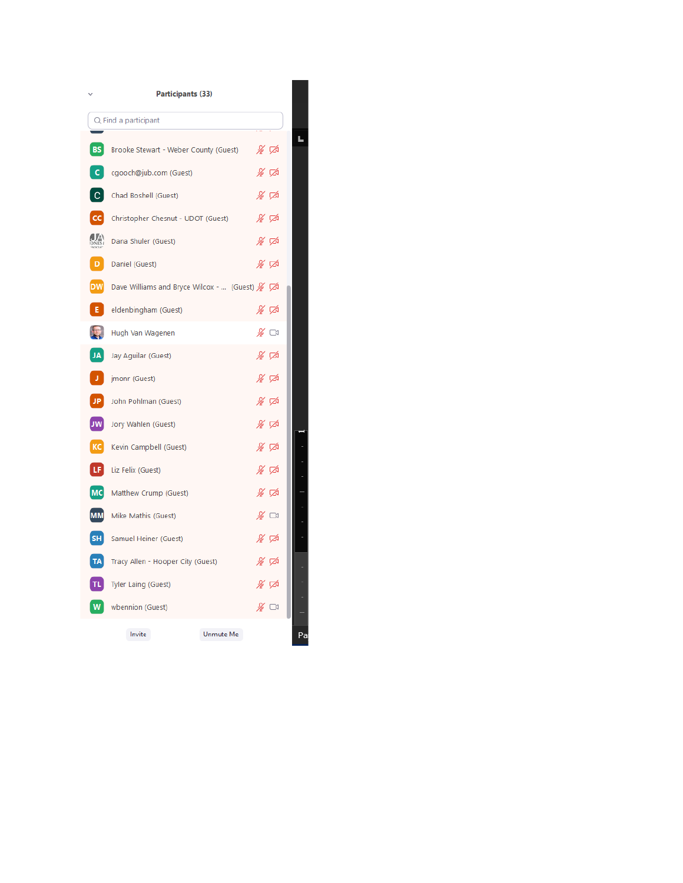Participants (33)

Find a participant

- Brooke Stewart - Weber County (Guest)
- cgooch@jub.com (Guest)
- Chad Boshell (Guest)
- Christopher Chesnut - UDOT (Guest)
- Dana Shuler (Guest)
- Daniel (Guest)
- Dave Williams and Bryce Wilcox - ... (Guest)
- eldenbingham (Guest)
- Hugh Van Wagenen
- Jay Aguilar (Guest)
- jmonr (Guest)
- John Pohlman (Guest)
- Jory Wahlen (Guest)
- Kevin Campbell (Guest)
- Liz Felix (Guest)
- Matthew Crump (Guest)
- Mike Mathis (Guest)
- Samuel Heiner (Guest)
- Tracy Allen - Hooper City (Guest)
- Tyler Laing (Guest)
- wbennion (Guest)

Invite | Unmute Me